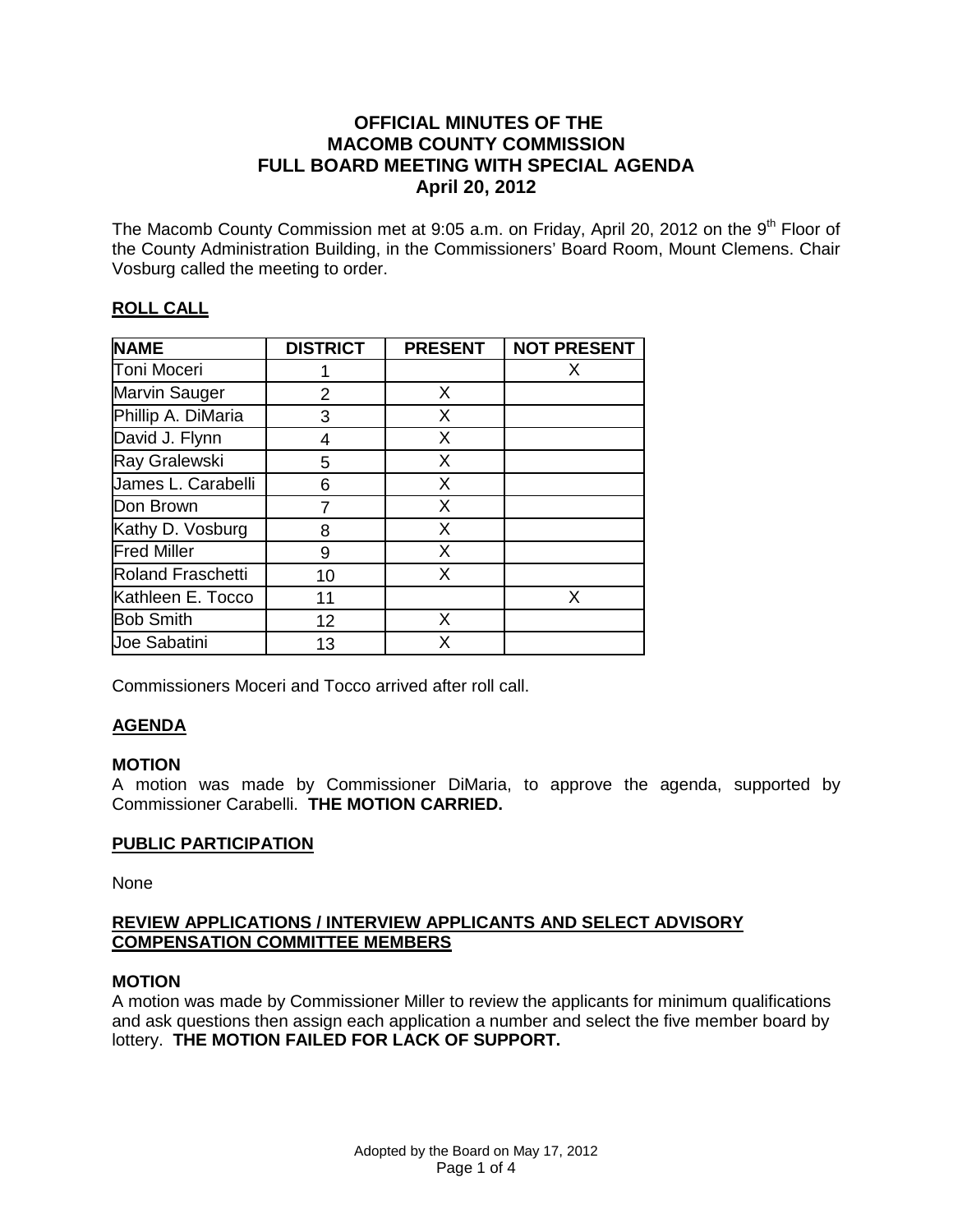# OFFICIAL MINUTES OF THE MACOMB COUNTY COMMISSION FULL BOARD MEETING WITH SPECIAL AGENDA April 20, 2012

The Macomb County Commission met at 9:05 a.m. on Friday, April 20, 2012 on the 9th Floor of the County Administration Building, in the Commissioners' Board Room, Mount Clemens. Chair Vosburg called the meeting to order.

## ROLL CALL

| NAME | DISTRICT | PRESENT | NOT PRESENT |
|---|---|---|---|
| Toni Moceri | 1 | | X |
| Marvin Sauger | 2 | X | |
| Phillip A. DiMaria | 3 | X | |
| David J. Flynn | 4 | X | |
| Ray Gralewski | 5 | X | |
| James L. Carabelli | 6 | X | |
| Don Brown | 7 | X | |
| Kathy D. Vosburg | 8 | X | |
| Fred Miller | 9 | X | |
| Roland Fraschetti | 10 | X | |
| Kathleen E. Tocco | 11 | | X |
| Bob Smith | 12 | X | |
| Joe Sabatini | 13 | X | |

Commissioners Moceri and Tocco arrived after roll call.

## AGENDA

**MOTION**

A motion was made by Commissioner DiMaria, to approve the agenda, supported by Commissioner Carabelli. **THE MOTION CARRIED.**

## PUBLIC PARTICIPATION

None

## REVIEW APPLICATIONS / INTERVIEW APPLICANTS AND SELECT ADVISORY COMPENSATION COMMITTEE MEMBERS

**MOTION**

A motion was made by Commissioner Miller to review the applicants for minimum qualifications and ask questions then assign each application a number and select the five member board by lottery. **THE MOTION FAILED FOR LACK OF SUPPORT.**

Adopted by the Board on May 17, 2012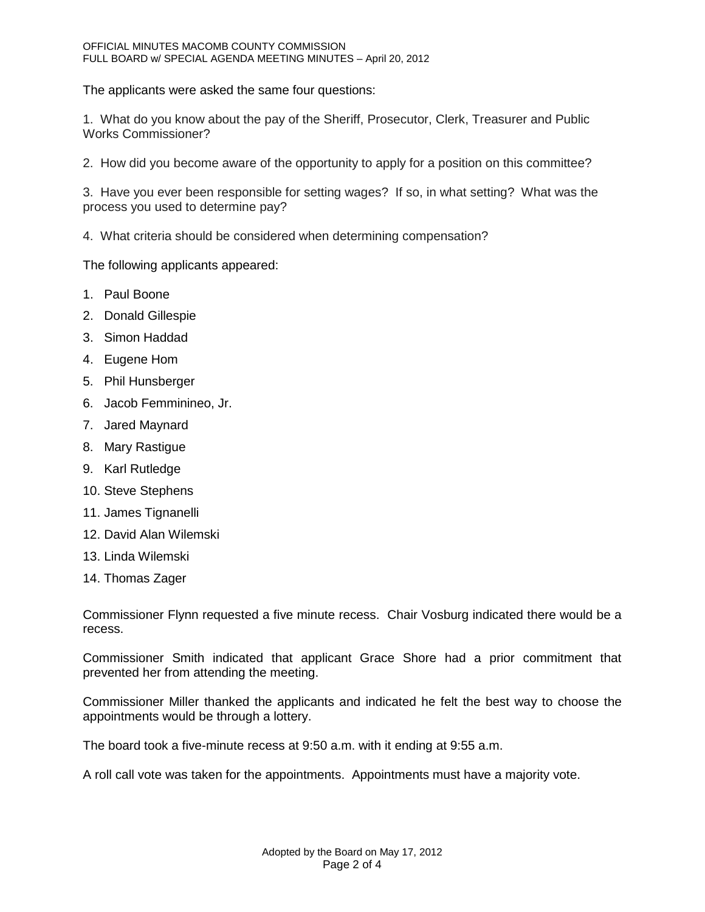The applicants were asked the same four questions:

1. What do you know about the pay of the Sheriff, Prosecutor, Clerk, Treasurer and Public Works Commissioner?

2. How did you become aware of the opportunity to apply for a position on this committee?

3. Have you ever been responsible for setting wages? If so, in what setting? What was the process you used to determine pay?

4. What criteria should be considered when determining compensation?

The following applicants appeared:

1. Paul Boone
2. Donald Gillespie
3. Simon Haddad
4. Eugene Hom
5. Phil Hunsberger
6. Jacob Femminineo, Jr.
7. Jared Maynard
8. Mary Rastigue
9. Karl Rutledge
10. Steve Stephens
11. James Tignanelli
12. David Alan Wilemski
13. Linda Wilemski
14. Thomas Zager

Commissioner Flynn requested a five minute recess. Chair Vosburg indicated there would be a recess.

Commissioner Smith indicated that applicant Grace Shore had a prior commitment that prevented her from attending the meeting.

Commissioner Miller thanked the applicants and indicated he felt the best way to choose the appointments would be through a lottery.

The board took a five-minute recess at 9:50 a.m. with it ending at 9:55 a.m.

A roll call vote was taken for the appointments. Appointments must have a majority vote.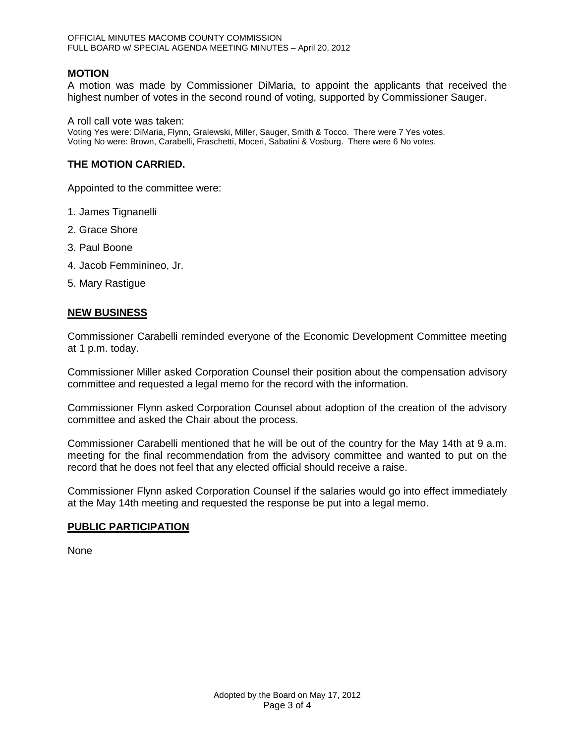## MOTION

A motion was made by Commissioner DiMaria, to appoint the applicants that received the highest number of votes in the second round of voting, supported by Commissioner Sauger.

A roll call vote was taken:
Voting Yes were: DiMaria, Flynn, Gralewski, Miller, Sauger, Smith & Tocco. There were 7 Yes votes.
Voting No were: Brown, Carabelli, Fraschetti, Moceri, Sabatini & Vosburg. There were 6 No votes.

## THE MOTION CARRIED.

Appointed to the committee were:

1. James Tignanelli
2. Grace Shore
3. Paul Boone
4. Jacob Femminineo, Jr.
5. Mary Rastigue

## NEW BUSINESS

Commissioner Carabelli reminded everyone of the Economic Development Committee meeting at 1 p.m. today.

Commissioner Miller asked Corporation Counsel their position about the compensation advisory committee and requested a legal memo for the record with the information.

Commissioner Flynn asked Corporation Counsel about adoption of the creation of the advisory committee and asked the Chair about the process.

Commissioner Carabelli mentioned that he will be out of the country for the May 14th at 9 a.m. meeting for the final recommendation from the advisory committee and wanted to put on the record that he does not feel that any elected official should receive a raise.

Commissioner Flynn asked Corporation Counsel if the salaries would go into effect immediately at the May 14th meeting and requested the response be put into a legal memo.

## PUBLIC PARTICIPATION

None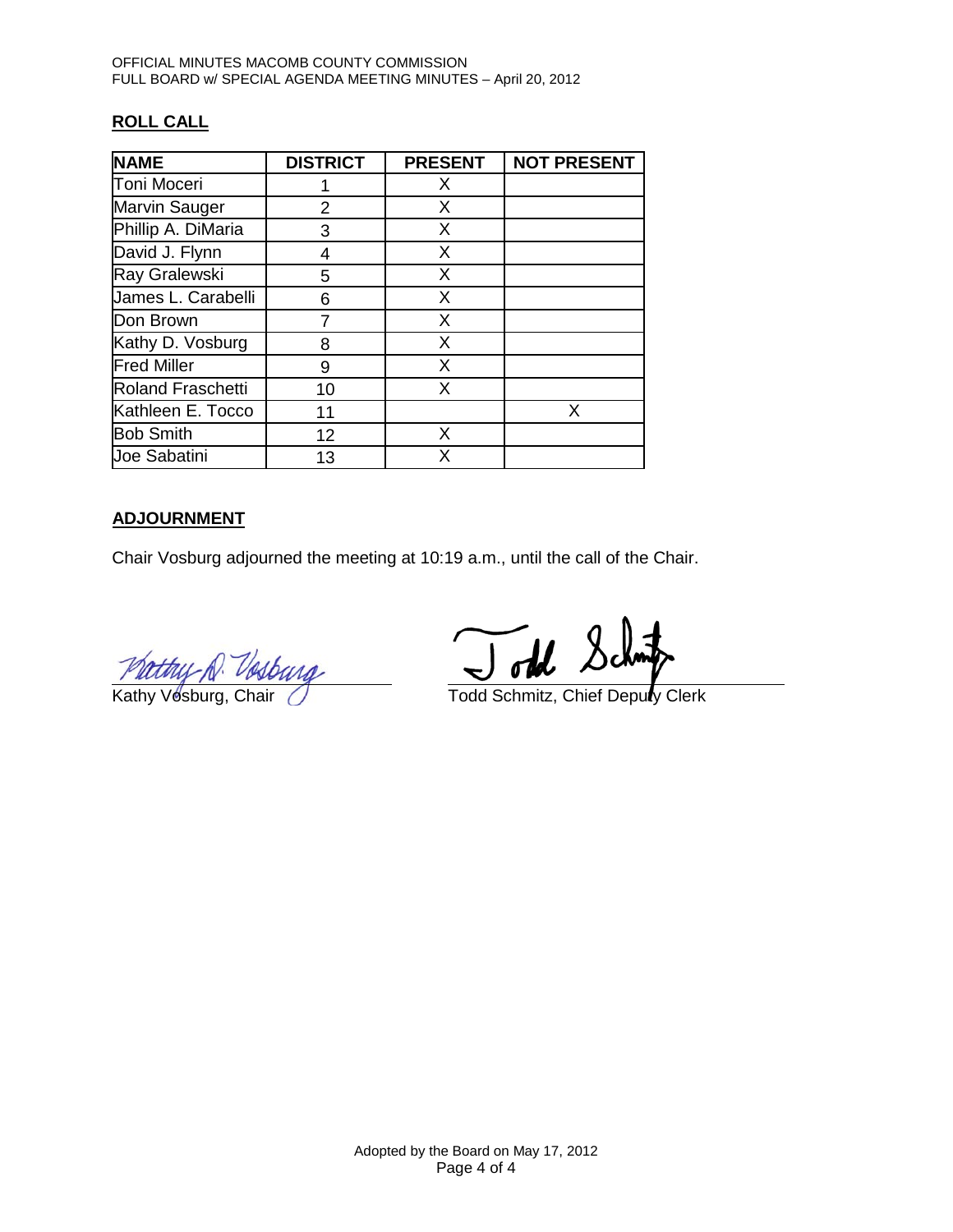## ROLL CALL

| NAME | DISTRICT | PRESENT | NOT PRESENT |
|---|---|---|---|
| Toni Moceri | 1 | X | |
| Marvin Sauger | 2 | X | |
| Phillip A. DiMaria | 3 | X | |
| David J. Flynn | 4 | X | |
| Ray Gralewski | 5 | X | |
| James L. Carabelli | 6 | X | |
| Don Brown | 7 | X | |
| Kathy D. Vosburg | 8 | X | |
| Fred Miller | 9 | X | |
| Roland Fraschetti | 10 | X | |
| Kathleen E. Tocco | 11 | | X |
| Bob Smith | 12 | X | |
| Joe Sabatini | 13 | X | |

## ADJOURNMENT

Chair Vosburg adjourned the meeting at 10:19 a.m., until the call of the Chair.

Kathy D. Vosburg
Kathy Vosburg, Chair

Todd Schmitz
Todd Schmitz, Chief Deputy Clerk

Adopted by the Board on May 17, 2012